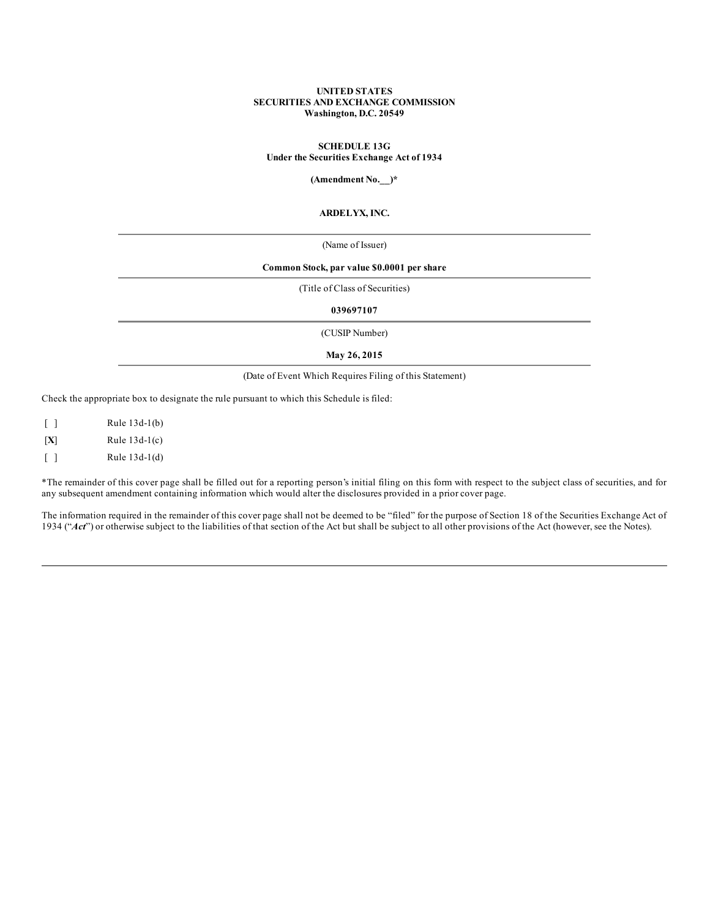**UNITED STATES**
**SECURITIES AND EXCHANGE COMMISSION**
**Washington, D.C. 20549**

**SCHEDULE 13G**
**Under the Securities Exchange Act of 1934**

**(Amendment No.__)***

**ARDELYX, INC.**

(Name of Issuer)

**Common Stock, par value $0.0001 per share**

(Title of Class of Securities)

**039697107**

(CUSIP Number)

**May 26, 2015**

(Date of Event Which Requires Filing of this Statement)

Check the appropriate box to designate the rule pursuant to which this Schedule is filed:

[ ] Rule 13d-1(b)

[**X**] Rule 13d-1(c)

[ ] Rule 13d-1(d)

*The remainder of this cover page shall be filled out for a reporting person's initial filing on this form with respect to the subject class of securities, and for any subsequent amendment containing information which would alter the disclosures provided in a prior cover page.

The information required in the remainder of this cover page shall not be deemed to be "filed" for the purpose of Section 18 of the Securities Exchange Act of 1934 ("***Act***") or otherwise subject to the liabilities of that section of the Act but shall be subject to all other provisions of the Act (however, see the Notes).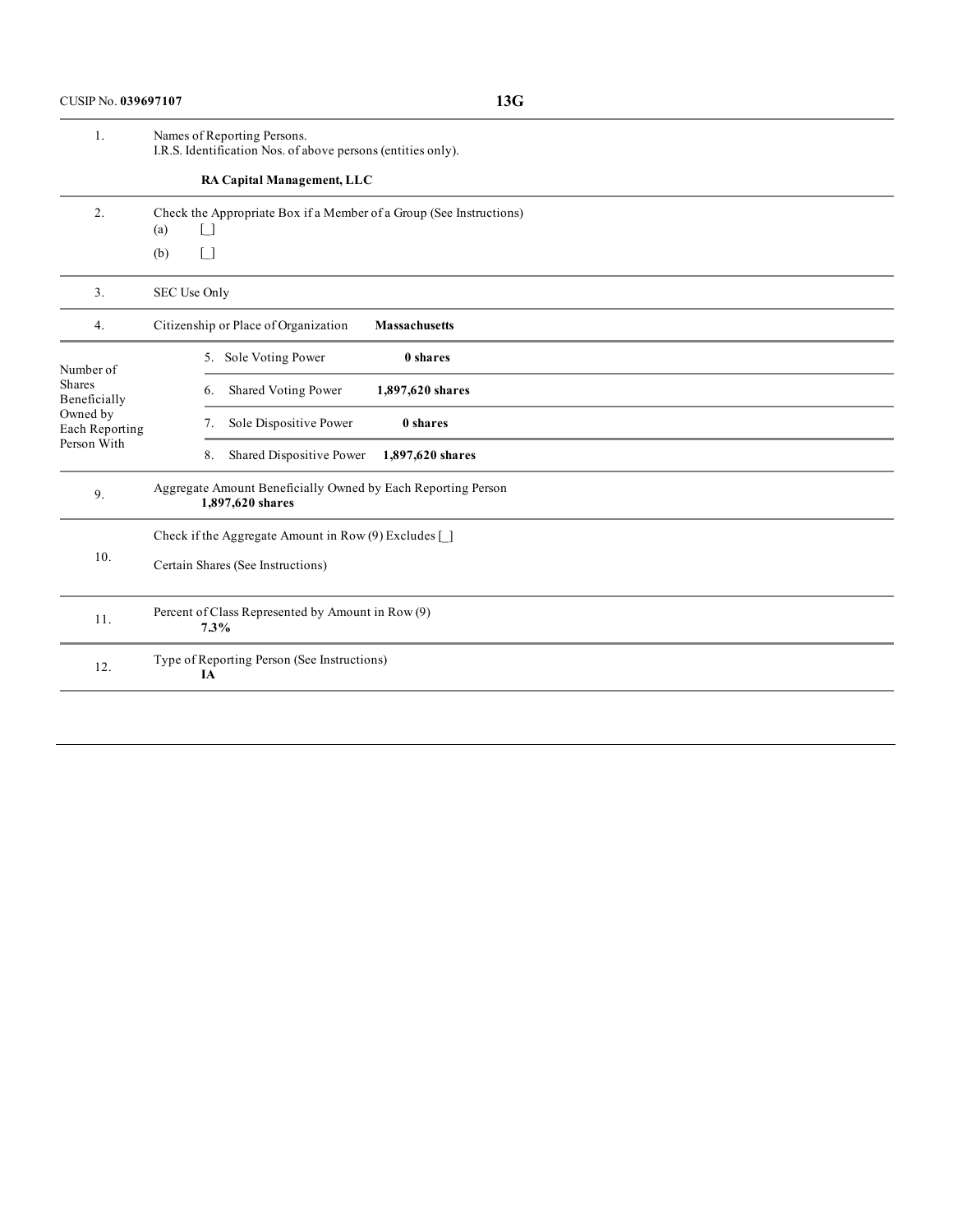CUSIP No. **039697107** **13G**

| | | |
|---|---|---|
| 1. | Names of Reporting Persons.<br>I.R.S. Identification Nos. of above persons (entities only).<br><br>**RA Capital Management, LLC** | |
| 2. | Check the Appropriate Box if a Member of a Group (See Instructions)<br>(a) [_]<br>(b) [_] | |
| 3. | SEC Use Only | |
| 4. | Citizenship or Place of Organization | **Massachusetts** |
| Number of Shares Beneficially Owned by Each Reporting Person With | 5. Sole Voting Power | **0 shares** |
| | 6. Shared Voting Power | **1,897,620 shares** |
| | 7. Sole Dispositive Power | **0 shares** |
| | 8. Shared Dispositive Power | **1,897,620 shares** |
| 9. | Aggregate Amount Beneficially Owned by Each Reporting Person<br>**1,897,620 shares** | |
| 10. | Check if the Aggregate Amount in Row (9) Excludes [_]<br>Certain Shares (See Instructions) | |
| 11. | Percent of Class Represented by Amount in Row (9)<br>**7.3%** | |
| 12. | Type of Reporting Person (See Instructions)<br>**IA** | |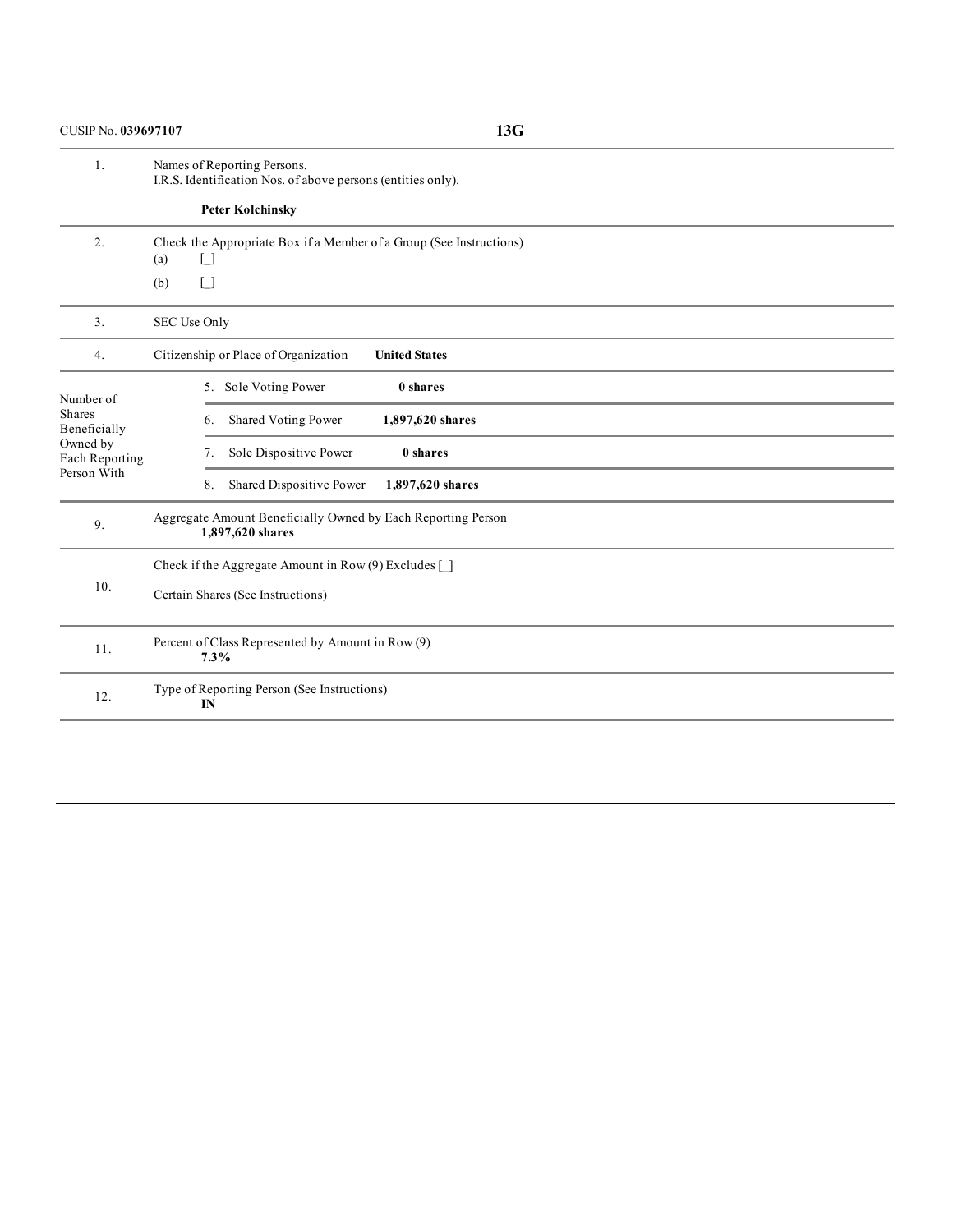CUSIP No. **039697107** **13G**

| | | | |
|---|---|---|---|
| 1. | Names of Reporting Persons.<br>I.R.S. Identification Nos. of above persons (entities only).<br><br>**Peter Kolchinsky** | | |
| 2. | Check the Appropriate Box if a Member of a Group (See Instructions)<br>(a) [_]<br>(b) [_] | | |
| 3. | SEC Use Only | | |
| 4. | Citizenship or Place of Organization | **United States** | |
| Number of Shares Beneficially Owned by Each Reporting Person With | 5. Sole Voting Power | **0 shares** | |
| | 6. Shared Voting Power | **1,897,620 shares** | |
| | 7. Sole Dispositive Power | **0 shares** | |
| | 8. Shared Dispositive Power | **1,897,620 shares** | |
| 9. | Aggregate Amount Beneficially Owned by Each Reporting Person<br>**1,897,620 shares** | | |
| 10. | Check if the Aggregate Amount in Row (9) Excludes [_]<br><br>Certain Shares (See Instructions) | | |
| 11. | Percent of Class Represented by Amount in Row (9)<br>**7.3%** | | |
| 12. | Type of Reporting Person (See Instructions)<br>**IN** | | |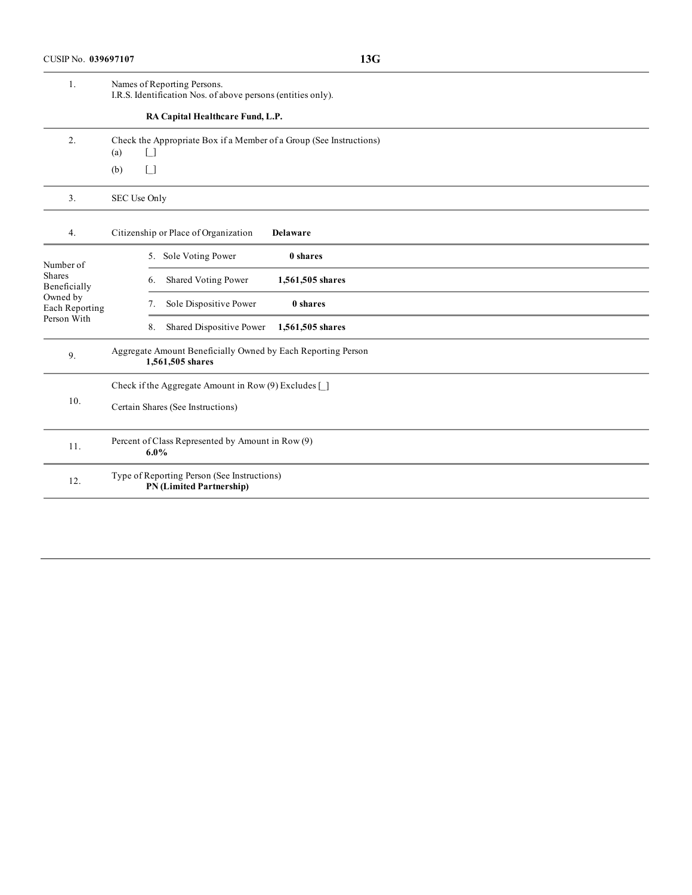CUSIP No. **039697107** | **13G**

| | |
|---|---|
| 1. | Names of Reporting Persons.<br>I.R.S. Identification Nos. of above persons (entities only).<br><br>**RA Capital Healthcare Fund, L.P.** |
| 2. | Check the Appropriate Box if a Member of a Group (See Instructions)<br>(a) [_]<br>(b) [_] |
| 3. | SEC Use Only |
| 4. | Citizenship or Place of Organization **Delaware** |

| Number of Shares Beneficially Owned by Each Reporting Person With | | |
|---|---|---|
| | 5. Sole Voting Power | **0 shares** |
| | 6. Shared Voting Power | **1,561,505 shares** |
| | 7. Sole Dispositive Power | **0 shares** |
| | 8. Shared Dispositive Power | **1,561,505 shares** |

| | |
|---|---|
| 9. | Aggregate Amount Beneficially Owned by Each Reporting Person<br>**1,561,505 shares** |
| 10. | Check if the Aggregate Amount in Row (9) Excludes [_]<br>Certain Shares (See Instructions) |
| 11. | Percent of Class Represented by Amount in Row (9)<br>**6.0%** |
| 12. | Type of Reporting Person (See Instructions)<br>**PN (Limited Partnership)** |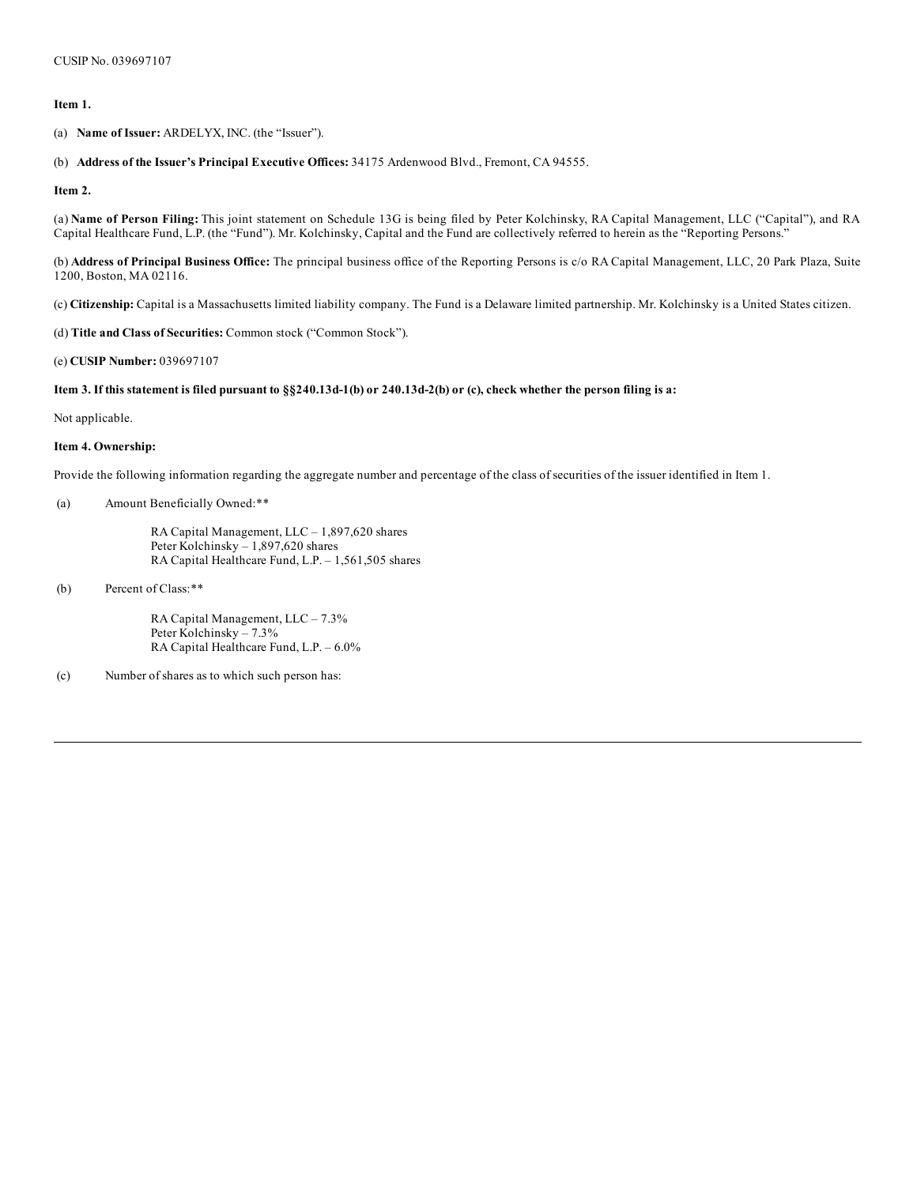CUSIP No. 039697107

**Item 1.**

(a) **Name of Issuer:** ARDELYX, INC. (the "Issuer").

(b) **Address of the Issuer's Principal Executive Offices:** 34175 Ardenwood Blvd., Fremont, CA 94555.

**Item 2.**

(a) **Name of Person Filing:** This joint statement on Schedule 13G is being filed by Peter Kolchinsky, RA Capital Management, LLC ("Capital"), and RA Capital Healthcare Fund, L.P. (the "Fund"). Mr. Kolchinsky, Capital and the Fund are collectively referred to herein as the "Reporting Persons."

(b) **Address of Principal Business Office:** The principal business office of the Reporting Persons is c/o RA Capital Management, LLC, 20 Park Plaza, Suite 1200, Boston, MA 02116.

(c) **Citizenship:** Capital is a Massachusetts limited liability company. The Fund is a Delaware limited partnership. Mr. Kolchinsky is a United States citizen.

(d) **Title and Class of Securities:** Common stock ("Common Stock").

(e) **CUSIP Number:** 039697107

**Item 3. If this statement is filed pursuant to §§240.13d-1(b) or 240.13d-2(b) or (c), check whether the person filing is a:**

Not applicable.

**Item 4. Ownership:**

Provide the following information regarding the aggregate number and percentage of the class of securities of the issuer identified in Item 1.

(a) Amount Beneficially Owned:**

RA Capital Management, LLC – 1,897,620 shares
Peter Kolchinsky – 1,897,620 shares
RA Capital Healthcare Fund, L.P. – 1,561,505 shares

(b) Percent of Class:**

RA Capital Management, LLC – 7.3%
Peter Kolchinsky – 7.3%
RA Capital Healthcare Fund, L.P. – 6.0%

(c) Number of shares as to which such person has: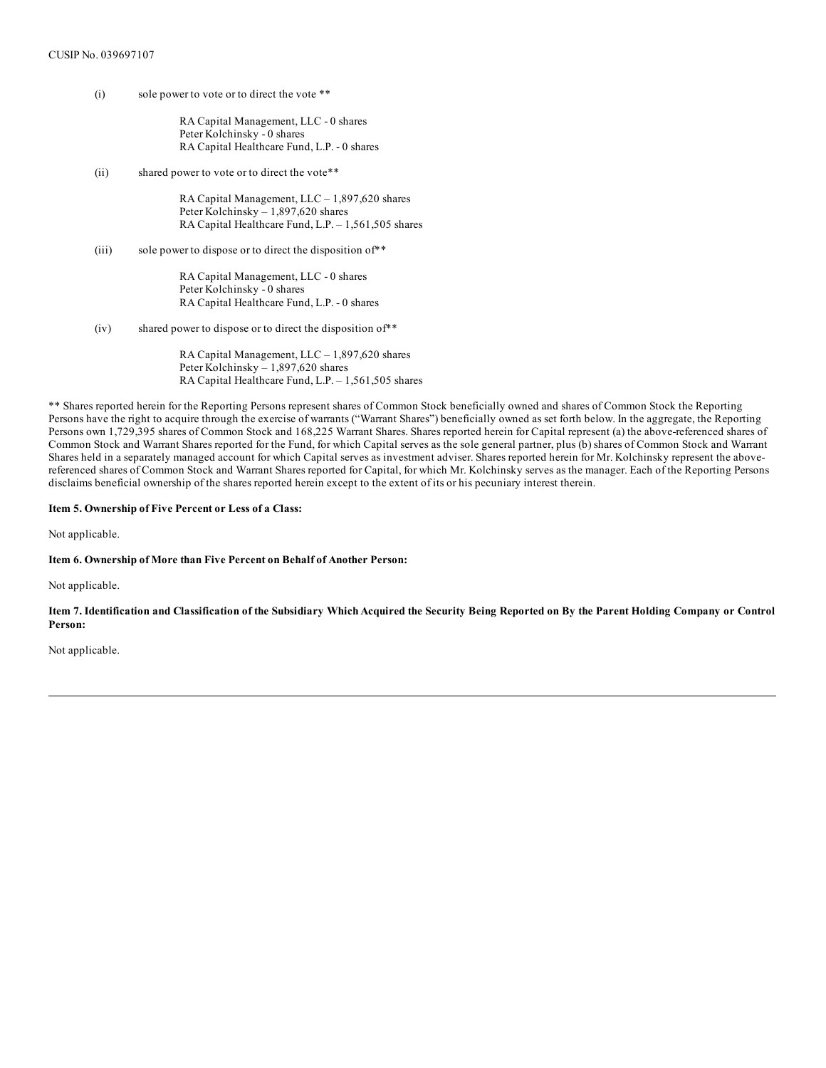CUSIP No. 039697107

(i) sole power to vote or to direct the vote **

RA Capital Management, LLC - 0 shares
Peter Kolchinsky - 0 shares
RA Capital Healthcare Fund, L.P. - 0 shares

(ii) shared power to vote or to direct the vote**

RA Capital Management, LLC – 1,897,620 shares
Peter Kolchinsky – 1,897,620 shares
RA Capital Healthcare Fund, L.P. – 1,561,505 shares

(iii) sole power to dispose or to direct the disposition of**

RA Capital Management, LLC - 0 shares
Peter Kolchinsky - 0 shares
RA Capital Healthcare Fund, L.P. - 0 shares

(iv) shared power to dispose or to direct the disposition of**

RA Capital Management, LLC – 1,897,620 shares
Peter Kolchinsky – 1,897,620 shares
RA Capital Healthcare Fund, L.P. – 1,561,505 shares

** Shares reported herein for the Reporting Persons represent shares of Common Stock beneficially owned and shares of Common Stock the Reporting Persons have the right to acquire through the exercise of warrants ("Warrant Shares") beneficially owned as set forth below. In the aggregate, the Reporting Persons own 1,729,395 shares of Common Stock and 168,225 Warrant Shares. Shares reported herein for Capital represent (a) the above-referenced shares of Common Stock and Warrant Shares reported for the Fund, for which Capital serves as the sole general partner, plus (b) shares of Common Stock and Warrant Shares held in a separately managed account for which Capital serves as investment adviser. Shares reported herein for Mr. Kolchinsky represent the above-referenced shares of Common Stock and Warrant Shares reported for Capital, for which Mr. Kolchinsky serves as the manager. Each of the Reporting Persons disclaims beneficial ownership of the shares reported herein except to the extent of its or his pecuniary interest therein.

**Item 5. Ownership of Five Percent or Less of a Class:**

Not applicable.

**Item 6. Ownership of More than Five Percent on Behalf of Another Person:**

Not applicable.

**Item 7. Identification and Classification of the Subsidiary Which Acquired the Security Being Reported on By the Parent Holding Company or Control Person:**

Not applicable.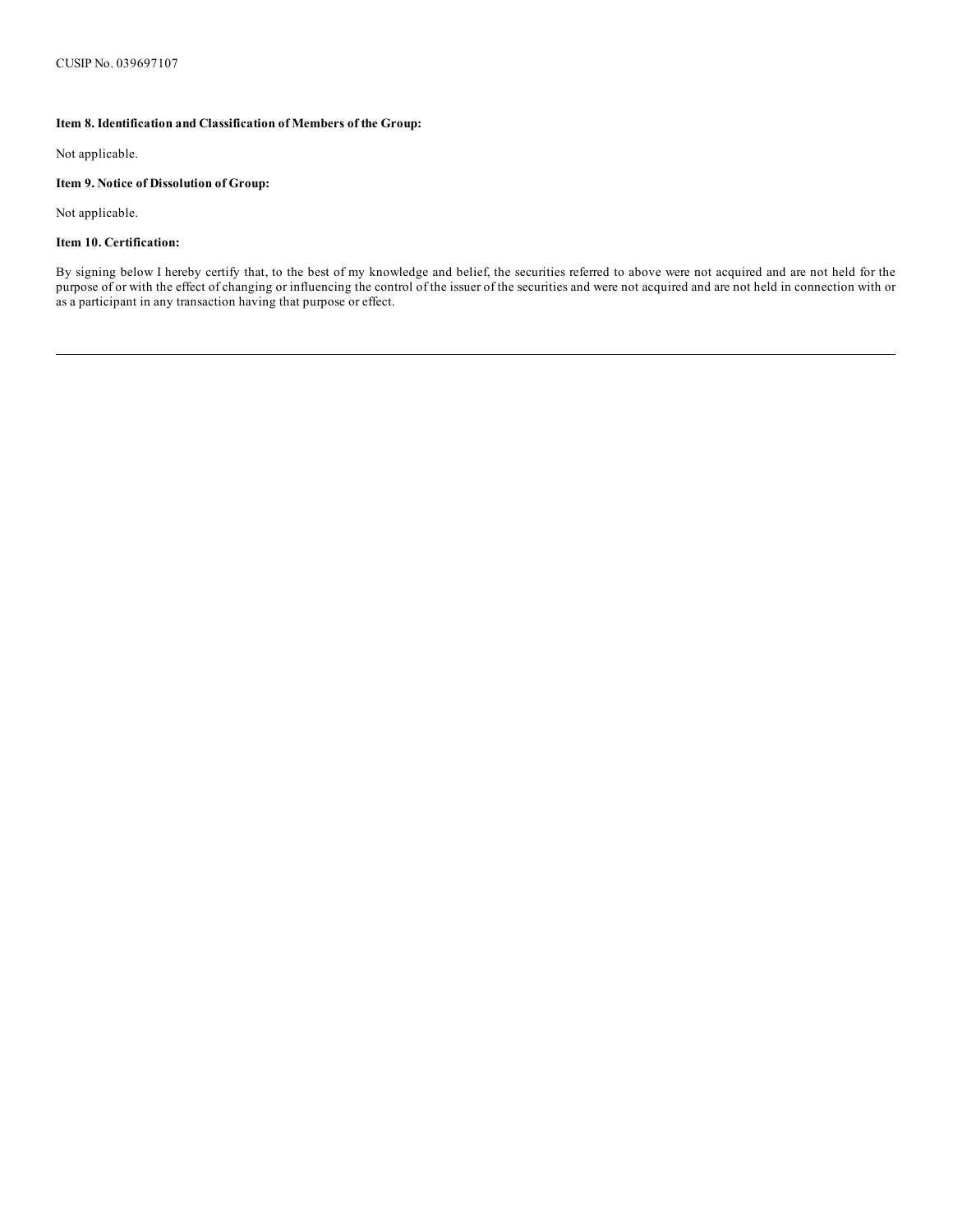CUSIP No. 039697107

**Item 8. Identification and Classification of Members of the Group:**

Not applicable.

**Item 9. Notice of Dissolution of Group:**

Not applicable.

**Item 10. Certification:**

By signing below I hereby certify that, to the best of my knowledge and belief, the securities referred to above were not acquired and are not held for the purpose of or with the effect of changing or influencing the control of the issuer of the securities and were not acquired and are not held in connection with or as a participant in any transaction having that purpose or effect.

---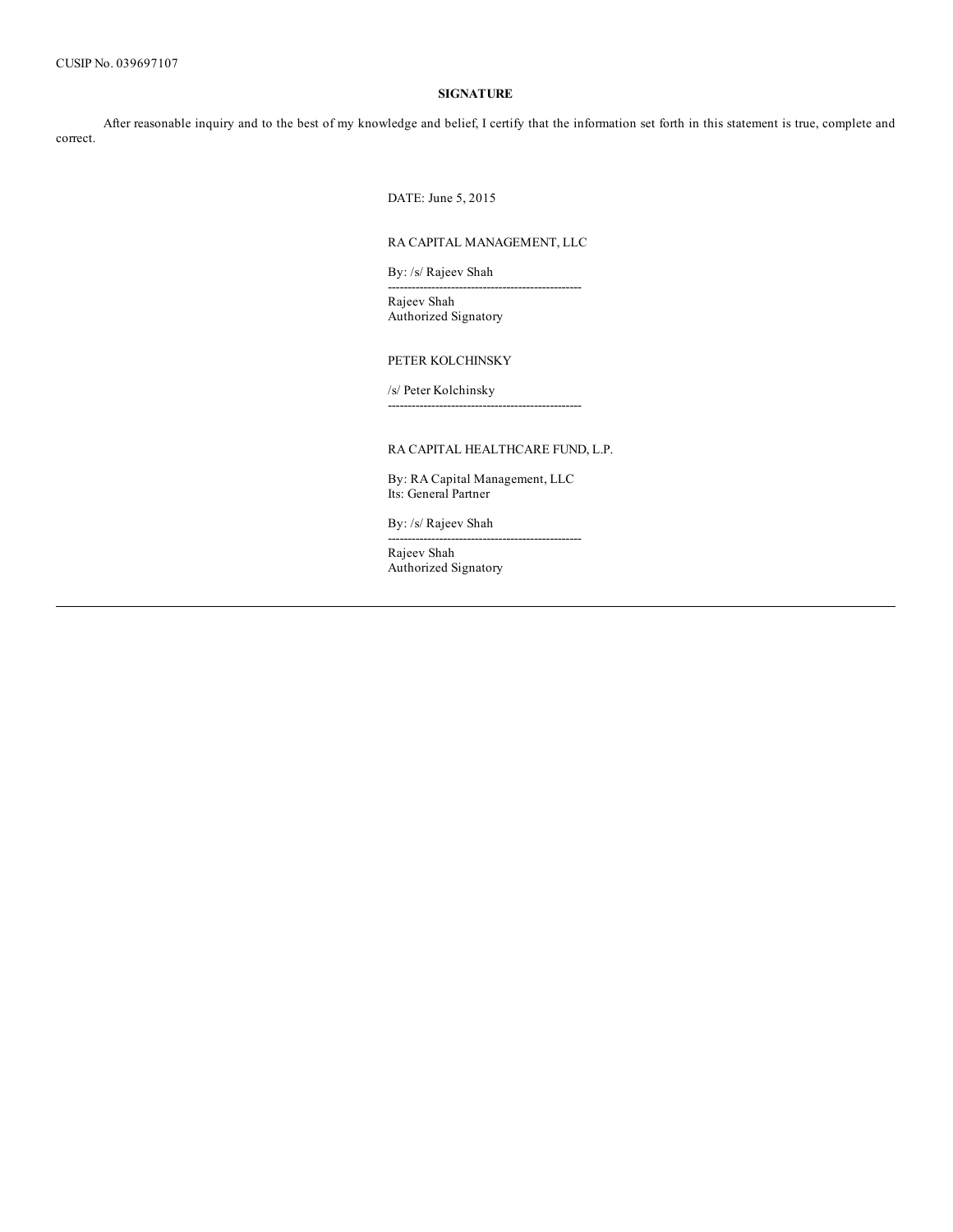CUSIP No. 039697107

**SIGNATURE**

After reasonable inquiry and to the best of my knowledge and belief, I certify that the information set forth in this statement is true, complete and correct.

DATE: June 5, 2015

RA CAPITAL MANAGEMENT, LLC

By: /s/ Rajeev Shah
------------------------------------------------
Rajeev Shah
Authorized Signatory

PETER KOLCHINSKY

/s/ Peter Kolchinsky
------------------------------------------------

RA CAPITAL HEALTHCARE FUND, L.P.

By: RA Capital Management, LLC
Its: General Partner

By: /s/ Rajeev Shah
------------------------------------------------
Rajeev Shah
Authorized Signatory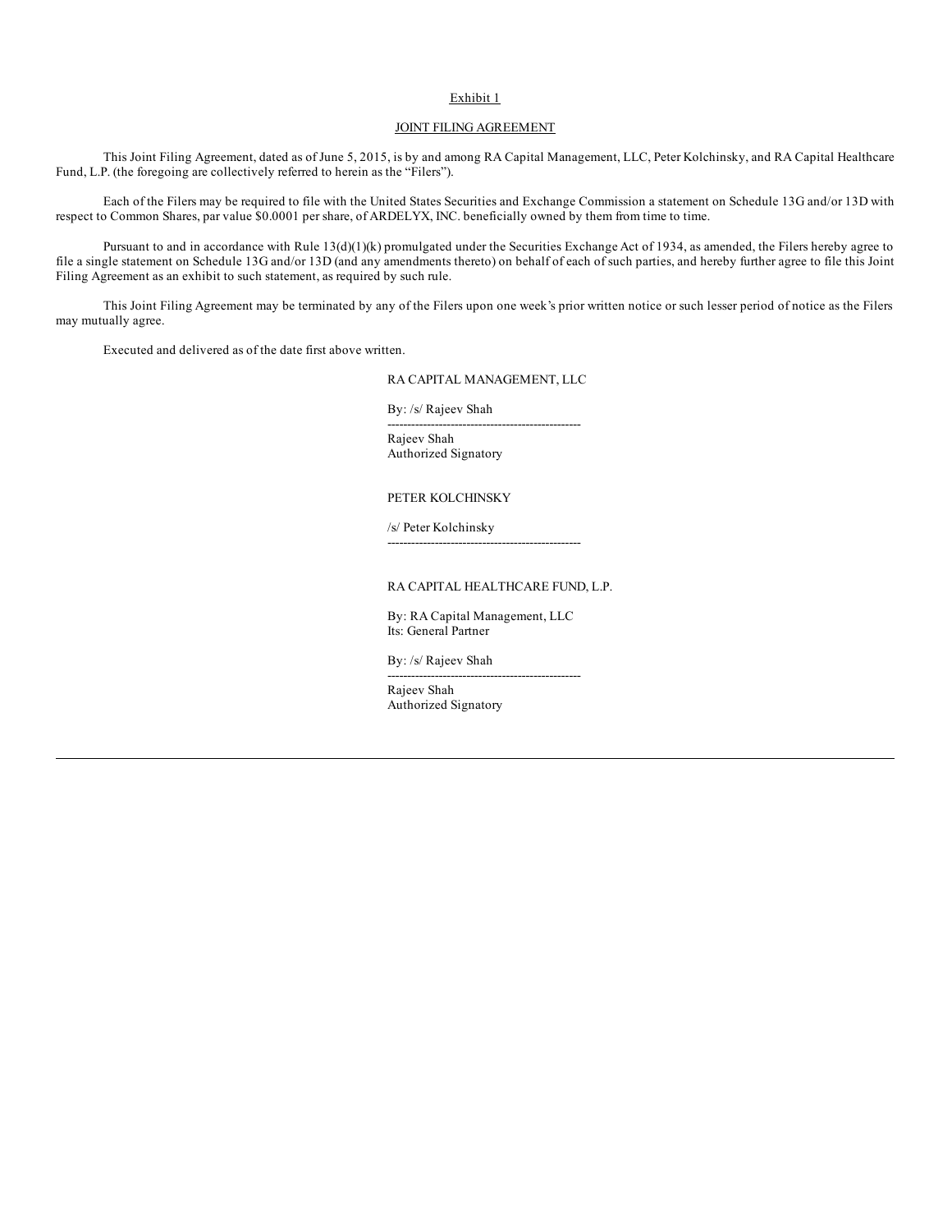Exhibit 1

JOINT FILING AGREEMENT

This Joint Filing Agreement, dated as of June 5, 2015, is by and among RA Capital Management, LLC, Peter Kolchinsky, and RA Capital Healthcare Fund, L.P. (the foregoing are collectively referred to herein as the "Filers").

Each of the Filers may be required to file with the United States Securities and Exchange Commission a statement on Schedule 13G and/or 13D with respect to Common Shares, par value $0.0001 per share, of ARDELYX, INC. beneficially owned by them from time to time.

Pursuant to and in accordance with Rule 13(d)(1)(k) promulgated under the Securities Exchange Act of 1934, as amended, the Filers hereby agree to file a single statement on Schedule 13G and/or 13D (and any amendments thereto) on behalf of each of such parties, and hereby further agree to file this Joint Filing Agreement as an exhibit to such statement, as required by such rule.

This Joint Filing Agreement may be terminated by any of the Filers upon one week's prior written notice or such lesser period of notice as the Filers may mutually agree.

Executed and delivered as of the date first above written.

RA CAPITAL MANAGEMENT, LLC

By: /s/ Rajeev Shah

Rajeev Shah
Authorized Signatory

PETER KOLCHINSKY

/s/ Peter Kolchinsky

RA CAPITAL HEALTHCARE FUND, L.P.

By: RA Capital Management, LLC
Its: General Partner

By: /s/ Rajeev Shah

Rajeev Shah
Authorized Signatory